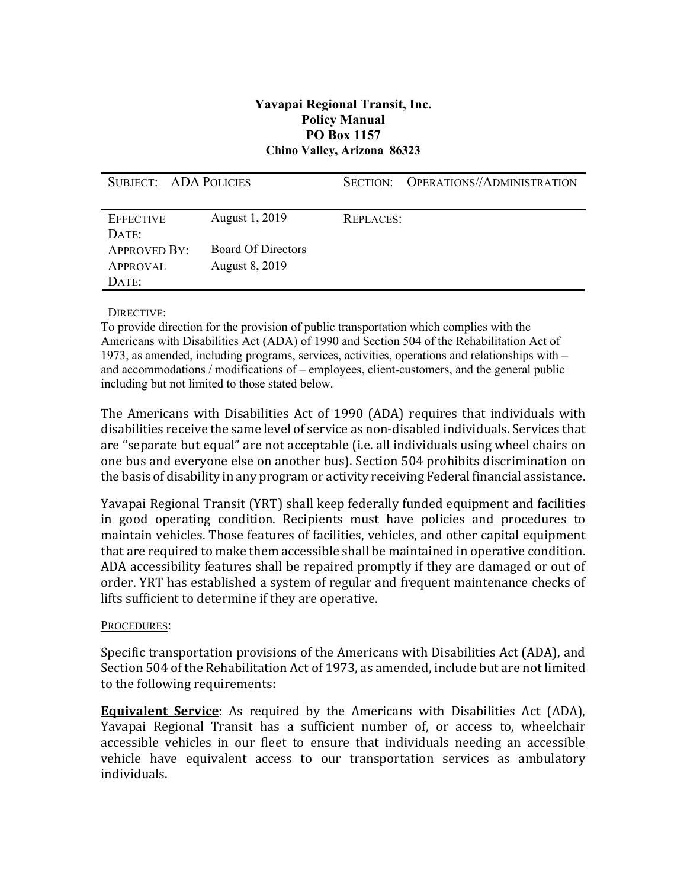**Yavapai Regional Transit, Inc.**
**Policy Manual**
**PO Box 1157**
**Chino Valley, Arizona 86323**

| SUBJECT: ADA POLICIES | | SECTION: | OPERATIONS//ADMINISTRATION |
|---|---|---|---|
| EFFECTIVE DATE: | August 1, 2019 | REPLACES: | |
| APPROVED BY: | Board Of Directors | | |
| APPROVAL DATE: | August 8, 2019 | | |

DIRECTIVE:

To provide direction for the provision of public transportation which complies with the Americans with Disabilities Act (ADA) of 1990 and Section 504 of the Rehabilitation Act of 1973, as amended, including programs, services, activities, operations and relationships with – and accommodations / modifications of – employees, client-customers, and the general public including but not limited to those stated below.

The Americans with Disabilities Act of 1990 (ADA) requires that individuals with disabilities receive the same level of service as non-disabled individuals. Services that are "separate but equal" are not acceptable (i.e. all individuals using wheel chairs on one bus and everyone else on another bus). Section 504 prohibits discrimination on the basis of disability in any program or activity receiving Federal financial assistance.

Yavapai Regional Transit (YRT) shall keep federally funded equipment and facilities in good operating condition. Recipients must have policies and procedures to maintain vehicles. Those features of facilities, vehicles, and other capital equipment that are required to make them accessible shall be maintained in operative condition. ADA accessibility features shall be repaired promptly if they are damaged or out of order. YRT has established a system of regular and frequent maintenance checks of lifts sufficient to determine if they are operative.

PROCEDURES:

Specific transportation provisions of the Americans with Disabilities Act (ADA), and Section 504 of the Rehabilitation Act of 1973, as amended, include but are not limited to the following requirements:

**Equivalent Service**: As required by the Americans with Disabilities Act (ADA), Yavapai Regional Transit has a sufficient number of, or access to, wheelchair accessible vehicles in our fleet to ensure that individuals needing an accessible vehicle have equivalent access to our transportation services as ambulatory individuals.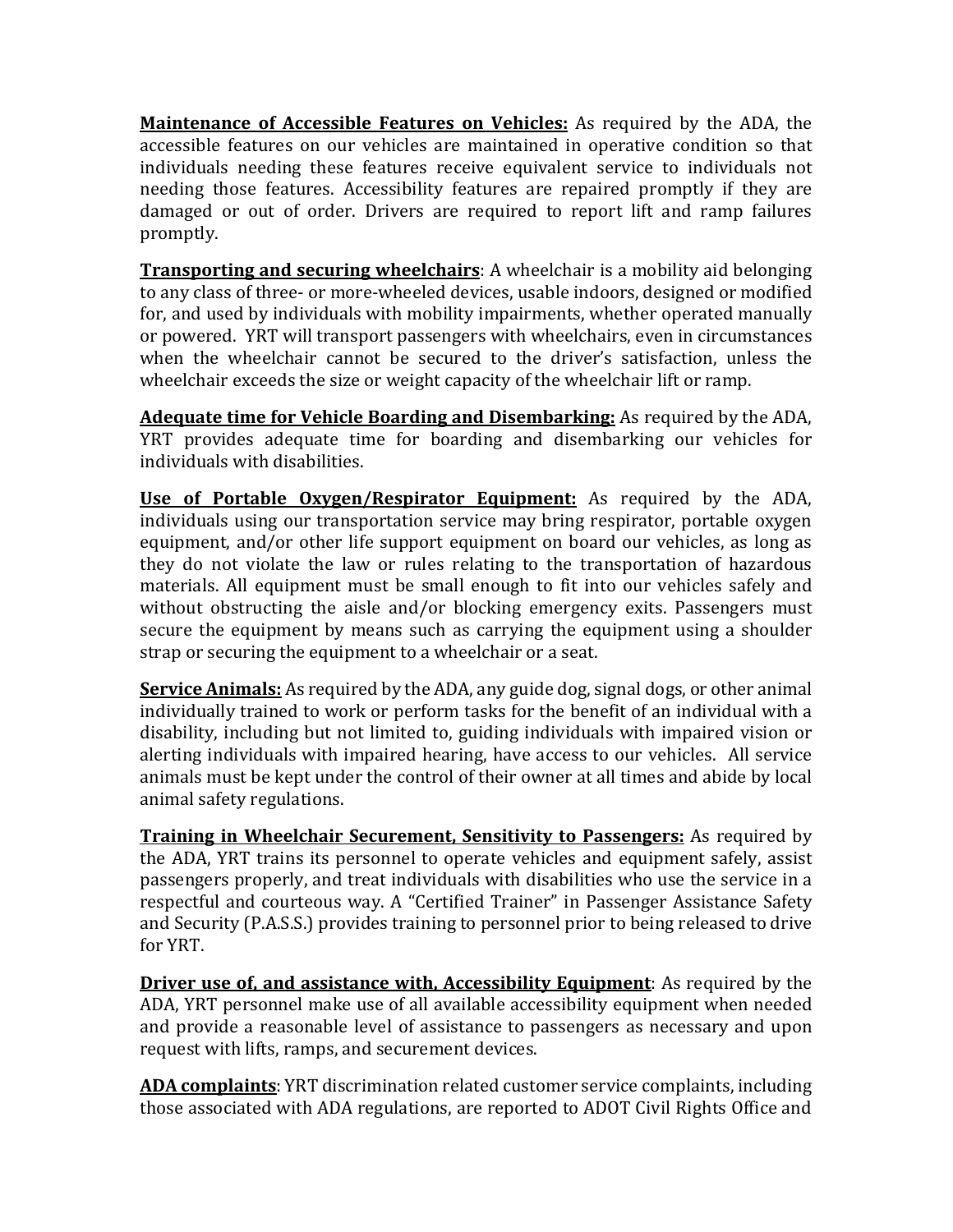**Maintenance of Accessible Features on Vehicles:** As required by the ADA, the accessible features on our vehicles are maintained in operative condition so that individuals needing these features receive equivalent service to individuals not needing those features. Accessibility features are repaired promptly if they are damaged or out of order. Drivers are required to report lift and ramp failures promptly.

**Transporting and securing wheelchairs**: A wheelchair is a mobility aid belonging to any class of three- or more-wheeled devices, usable indoors, designed or modified for, and used by individuals with mobility impairments, whether operated manually or powered. YRT will transport passengers with wheelchairs, even in circumstances when the wheelchair cannot be secured to the driver's satisfaction, unless the wheelchair exceeds the size or weight capacity of the wheelchair lift or ramp.

**Adequate time for Vehicle Boarding and Disembarking:** As required by the ADA, YRT provides adequate time for boarding and disembarking our vehicles for individuals with disabilities.

**Use of Portable Oxygen/Respirator Equipment:** As required by the ADA, individuals using our transportation service may bring respirator, portable oxygen equipment, and/or other life support equipment on board our vehicles, as long as they do not violate the law or rules relating to the transportation of hazardous materials. All equipment must be small enough to fit into our vehicles safely and without obstructing the aisle and/or blocking emergency exits. Passengers must secure the equipment by means such as carrying the equipment using a shoulder strap or securing the equipment to a wheelchair or a seat.

**Service Animals:** As required by the ADA, any guide dog, signal dogs, or other animal individually trained to work or perform tasks for the benefit of an individual with a disability, including but not limited to, guiding individuals with impaired vision or alerting individuals with impaired hearing, have access to our vehicles. All service animals must be kept under the control of their owner at all times and abide by local animal safety regulations.

**Training in Wheelchair Securement, Sensitivity to Passengers:** As required by the ADA, YRT trains its personnel to operate vehicles and equipment safely, assist passengers properly, and treat individuals with disabilities who use the service in a respectful and courteous way. A "Certified Trainer" in Passenger Assistance Safety and Security (P.A.S.S.) provides training to personnel prior to being released to drive for YRT.

**Driver use of, and assistance with, Accessibility Equipment**: As required by the ADA, YRT personnel make use of all available accessibility equipment when needed and provide a reasonable level of assistance to passengers as necessary and upon request with lifts, ramps, and securement devices.

**ADA complaints**: YRT discrimination related customer service complaints, including those associated with ADA regulations, are reported to ADOT Civil Rights Office and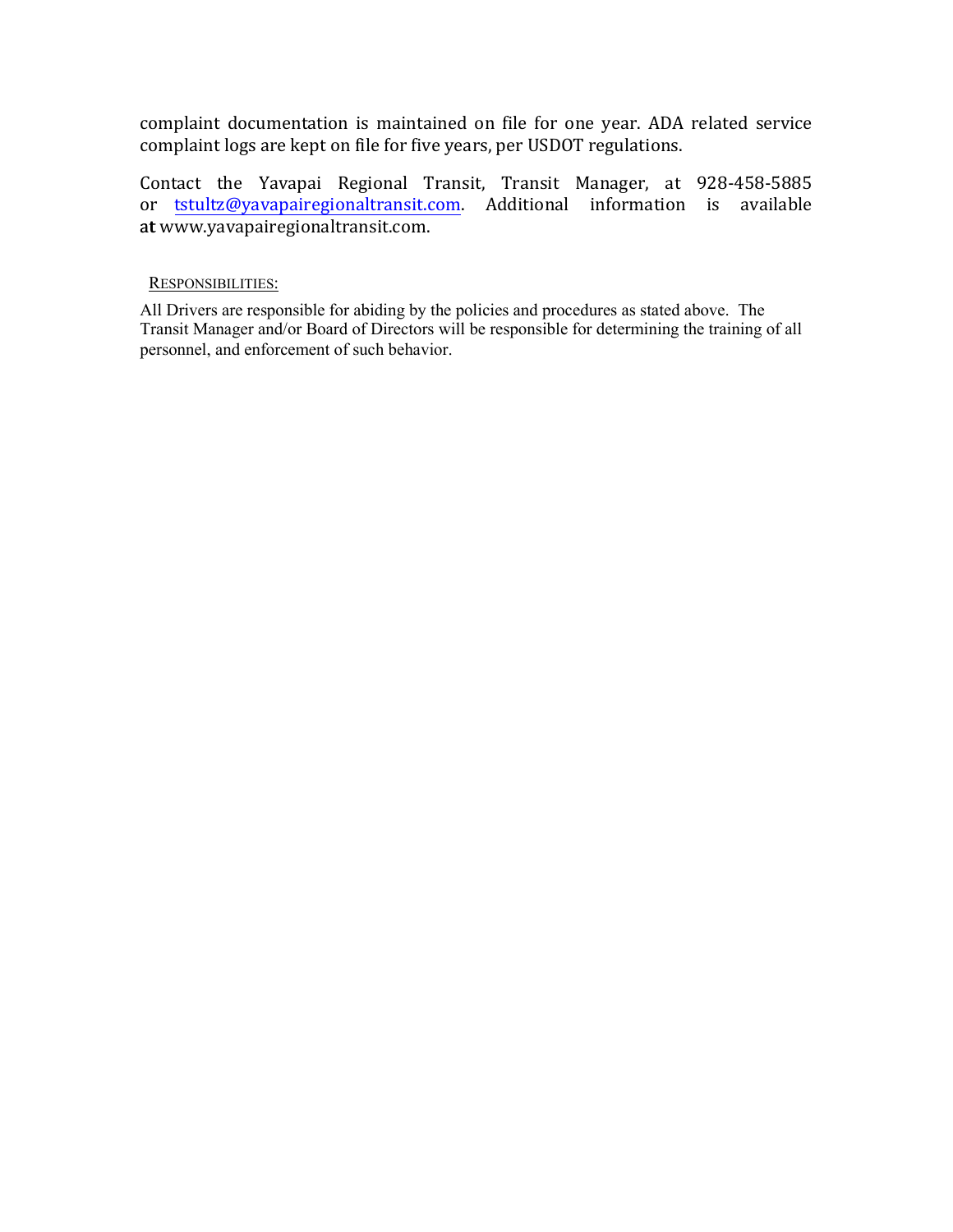complaint documentation is maintained on file for one year. ADA related service complaint logs are kept on file for five years, per USDOT regulations.

Contact the Yavapai Regional Transit, Transit Manager, at 928-458-5885 or tstultz@yavapairegionaltransit.com. Additional information is available **at** www.yavapairegionaltransit.com.

RESPONSIBILITIES:

All Drivers are responsible for abiding by the policies and procedures as stated above. The Transit Manager and/or Board of Directors will be responsible for determining the training of all personnel, and enforcement of such behavior.